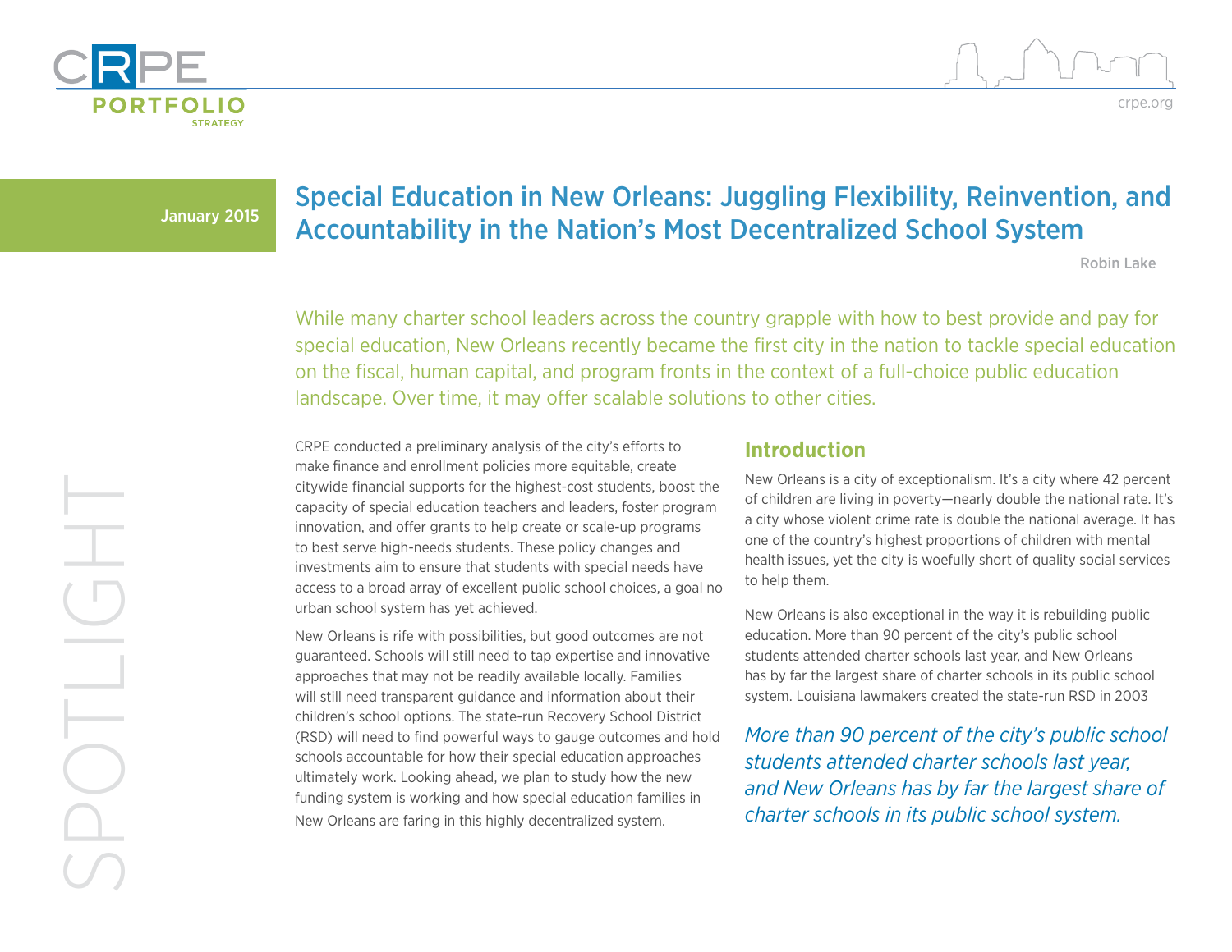# Special Education in New Orleans: Juggling Flexibility, Reinvention, and Accountability in the Nation's Most Decentralized School System

January 2015

Robin Lake

While many charter school leaders across the country grapple with how to best provide and pay for special education, New Orleans recently became the first city in the nation to tackle special education on the fiscal, human capital, and program fronts in the context of a full-choice public education landscape. Over time, it may offer scalable solutions to other cities.

CRPE conducted a preliminary analysis of the city's efforts to make finance and enrollment policies more equitable, create citywide financial supports for the highest-cost students, boost the capacity of special education teachers and leaders, foster program innovation, and offer grants to help create or scale-up programs to best serve high-needs students. These policy changes and investments aim to ensure that students with special needs have access to a broad array of excellent public school choices, a goal no urban school system has yet achieved.

New Orleans is rife with possibilities, but good outcomes are not guaranteed. Schools will still need to tap expertise and innovative approaches that may not be readily available locally. Families will still need transparent guidance and information about their children's school options. The state-run Recovery School District (RSD) will need to find powerful ways to gauge outcomes and hold schools accountable for how their special education approaches ultimately work. Looking ahead, we plan to study how the new funding system is working and how special education families in New Orleans are faring in this highly decentralized system.

## Introduction

New Orleans is a city of exceptionalism. It's a city where 42 percent of children are living in poverty—nearly double the national rate. It's a city whose violent crime rate is double the national average. It has one of the country's highest proportions of children with mental health issues, yet the city is woefully short of quality social services to help them.

New Orleans is also exceptional in the way it is rebuilding public education. More than 90 percent of the city's public school students attended charter schools last year, and New Orleans has by far the largest share of charter schools in its public school system. Louisiana lawmakers created the state-run RSD in 2003

*More than 90 percent of the city's public school students attended charter schools last year, and New Orleans has by far the largest share of charter schools in its public school system.*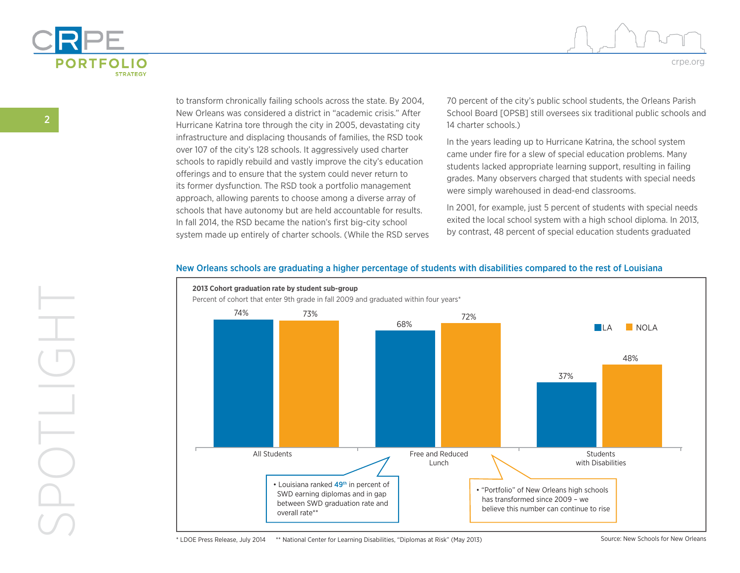to transform chronically failing schools across the state. By 2004, New Orleans was considered a district in "academic crisis." After Hurricane Katrina tore through the city in 2005, devastating city infrastructure and displacing thousands of families, the RSD took over 107 of the city's 128 schools. It aggressively used charter schools to rapidly rebuild and vastly improve the city's education offerings and to ensure that the system could never return to its former dysfunction. The RSD took a portfolio management approach, allowing parents to choose among a diverse array of schools that have autonomy but are held accountable for results. In fall 2014, the RSD became the nation's first big-city school system made up entirely of charter schools. (While the RSD serves 70 percent of the city's public school students, the Orleans Parish School Board [OPSB] still oversees six traditional public schools and 14 charter schools.)

In the years leading up to Hurricane Katrina, the school system came under fire for a slew of special education problems. Many students lacked appropriate learning support, resulting in failing grades. Many observers charged that students with special needs were simply warehoused in dead-end classrooms.

In 2001, for example, just 5 percent of students with special needs exited the local school system with a high school diploma. In 2013, by contrast, 48 percent of special education students graduated

### New Orleans schools are graduating a higher percentage of students with disabilities compared to the rest of Louisiana

**2013 Cohort graduation rate by student sub-group**

Percent of cohort that enter 9th grade in fall 2009 and graduated within four years*

| | LA | NOLA |
|---|---|---|
| All Students | 74% | 73% |
| Free and Reduced Lunch | 68% | 72% |
| Students with Disabilities | 37% | 48% |

- Louisiana ranked 49th in percent of SWD earning diplomas and in gap between SWD graduation rate and overall rate**
- "Portfolio" of New Orleans high schools has transformed since 2009 – we believe this number can continue to rise

* LDOE Press Release, July 2014 ** National Center for Learning Disabilities, "Diplomas at Risk" (May 2013)

Source: New Schools for New Orleans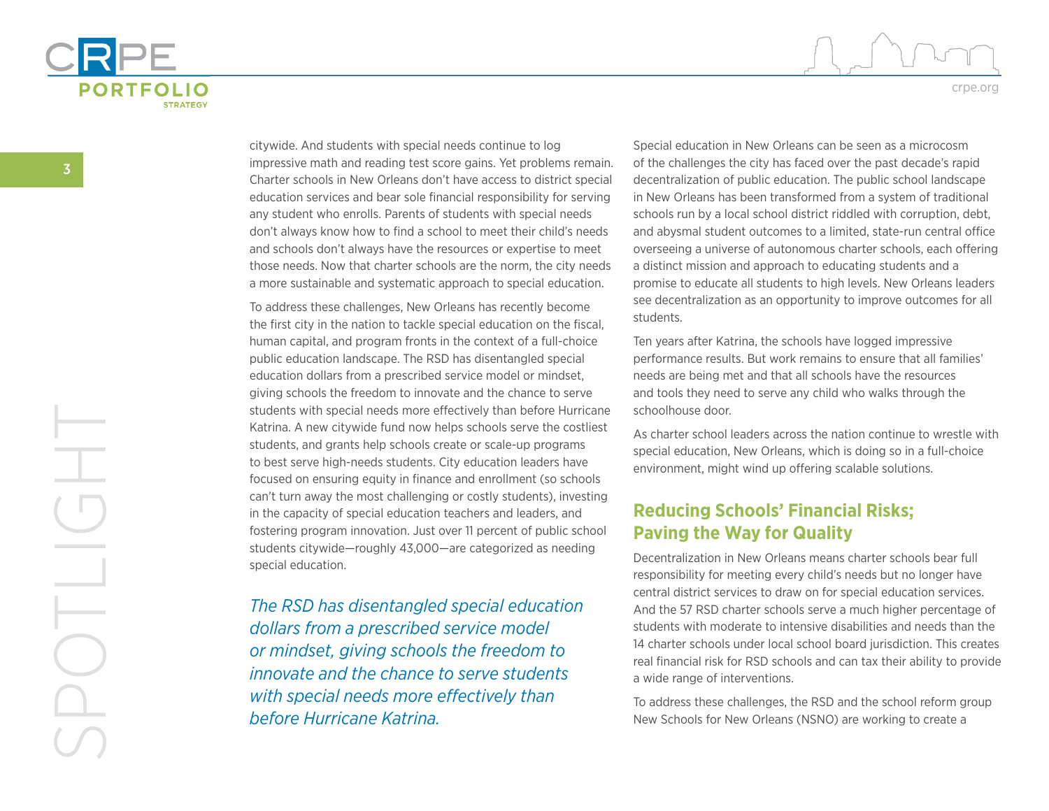citywide. And students with special needs continue to log impressive math and reading test score gains. Yet problems remain. Charter schools in New Orleans don't have access to district special education services and bear sole financial responsibility for serving any student who enrolls. Parents of students with special needs don't always know how to find a school to meet their child's needs and schools don't always have the resources or expertise to meet those needs. Now that charter schools are the norm, the city needs a more sustainable and systematic approach to special education.

To address these challenges, New Orleans has recently become the first city in the nation to tackle special education on the fiscal, human capital, and program fronts in the context of a full-choice public education landscape. The RSD has disentangled special education dollars from a prescribed service model or mindset, giving schools the freedom to innovate and the chance to serve students with special needs more effectively than before Hurricane Katrina. A new citywide fund now helps schools serve the costliest students, and grants help schools create or scale-up programs to best serve high-needs students. City education leaders have focused on ensuring equity in finance and enrollment (so schools can't turn away the most challenging or costly students), investing in the capacity of special education teachers and leaders, and fostering program innovation. Just over 11 percent of public school students citywide—roughly 43,000—are categorized as needing special education.

*The RSD has disentangled special education dollars from a prescribed service model or mindset, giving schools the freedom to innovate and the chance to serve students with special needs more effectively than before Hurricane Katrina.*

Special education in New Orleans can be seen as a microcosm of the challenges the city has faced over the past decade's rapid decentralization of public education. The public school landscape in New Orleans has been transformed from a system of traditional schools run by a local school district riddled with corruption, debt, and abysmal student outcomes to a limited, state-run central office overseeing a universe of autonomous charter schools, each offering a distinct mission and approach to educating students and a promise to educate all students to high levels. New Orleans leaders see decentralization as an opportunity to improve outcomes for all students.

Ten years after Katrina, the schools have logged impressive performance results. But work remains to ensure that all families' needs are being met and that all schools have the resources and tools they need to serve any child who walks through the schoolhouse door.

As charter school leaders across the nation continue to wrestle with special education, New Orleans, which is doing so in a full-choice environment, might wind up offering scalable solutions.

## Reducing Schools' Financial Risks; Paving the Way for Quality

Decentralization in New Orleans means charter schools bear full responsibility for meeting every child's needs but no longer have central district services to draw on for special education services. And the 57 RSD charter schools serve a much higher percentage of students with moderate to intensive disabilities and needs than the 14 charter schools under local school board jurisdiction. This creates real financial risk for RSD schools and can tax their ability to provide a wide range of interventions.

To address these challenges, the RSD and the school reform group New Schools for New Orleans (NSNO) are working to create a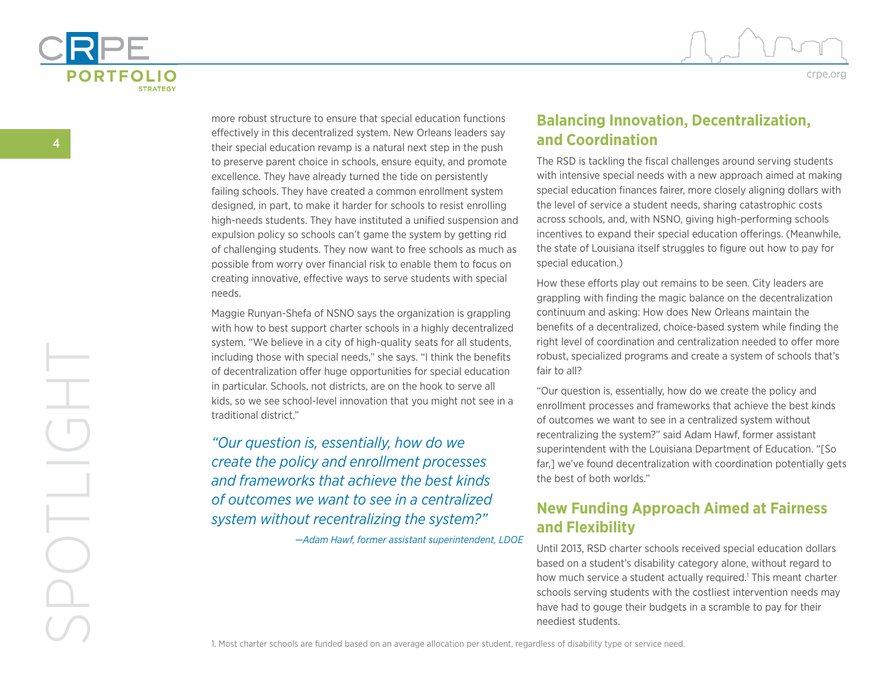more robust structure to ensure that special education functions effectively in this decentralized system. New Orleans leaders say their special education revamp is a natural next step in the push to preserve parent choice in schools, ensure equity, and promote excellence. They have already turned the tide on persistently failing schools. They have created a common enrollment system designed, in part, to make it harder for schools to resist enrolling high-needs students. They have instituted a unified suspension and expulsion policy so schools can't game the system by getting rid of challenging students. They now want to free schools as much as possible from worry over financial risk to enable them to focus on creating innovative, effective ways to serve students with special needs.

Maggie Runyan-Shefa of NSNO says the organization is grappling with how to best support charter schools in a highly decentralized system. "We believe in a city of high-quality seats for all students, including those with special needs," she says. "I think the benefits of decentralization offer huge opportunities for special education in particular. Schools, not districts, are on the hook to serve all kids, so we see school-level innovation that you might not see in a traditional district."

> *"Our question is, essentially, how do we create the policy and enrollment processes and frameworks that achieve the best kinds of outcomes we want to see in a centralized system without recentralizing the system?"*
>
> *—Adam Hawf, former assistant superintendent, LDOE*

## Balancing Innovation, Decentralization, and Coordination

The RSD is tackling the fiscal challenges around serving students with intensive special needs with a new approach aimed at making special education finances fairer, more closely aligning dollars with the level of service a student needs, sharing catastrophic costs across schools, and, with NSNO, giving high-performing schools incentives to expand their special education offerings. (Meanwhile, the state of Louisiana itself struggles to figure out how to pay for special education.)

How these efforts play out remains to be seen. City leaders are grappling with finding the magic balance on the decentralization continuum and asking: How does New Orleans maintain the benefits of a decentralized, choice-based system while finding the right level of coordination and centralization needed to offer more robust, specialized programs and create a system of schools that's fair to all?

"Our question is, essentially, how do we create the policy and enrollment processes and frameworks that achieve the best kinds of outcomes we want to see in a centralized system without recentralizing the system?" said Adam Hawf, former assistant superintendent with the Louisiana Department of Education. "[So far,] we've found decentralization with coordination potentially gets the best of both worlds."

## New Funding Approach Aimed at Fairness and Flexibility

Until 2013, RSD charter schools received special education dollars based on a student's disability category alone, without regard to how much service a student actually required.[1] This meant charter schools serving students with the costliest intervention needs may have had to gouge their budgets in a scramble to pay for their neediest students.

1. Most charter schools are funded based on an average allocation per student, regardless of disability type or service need.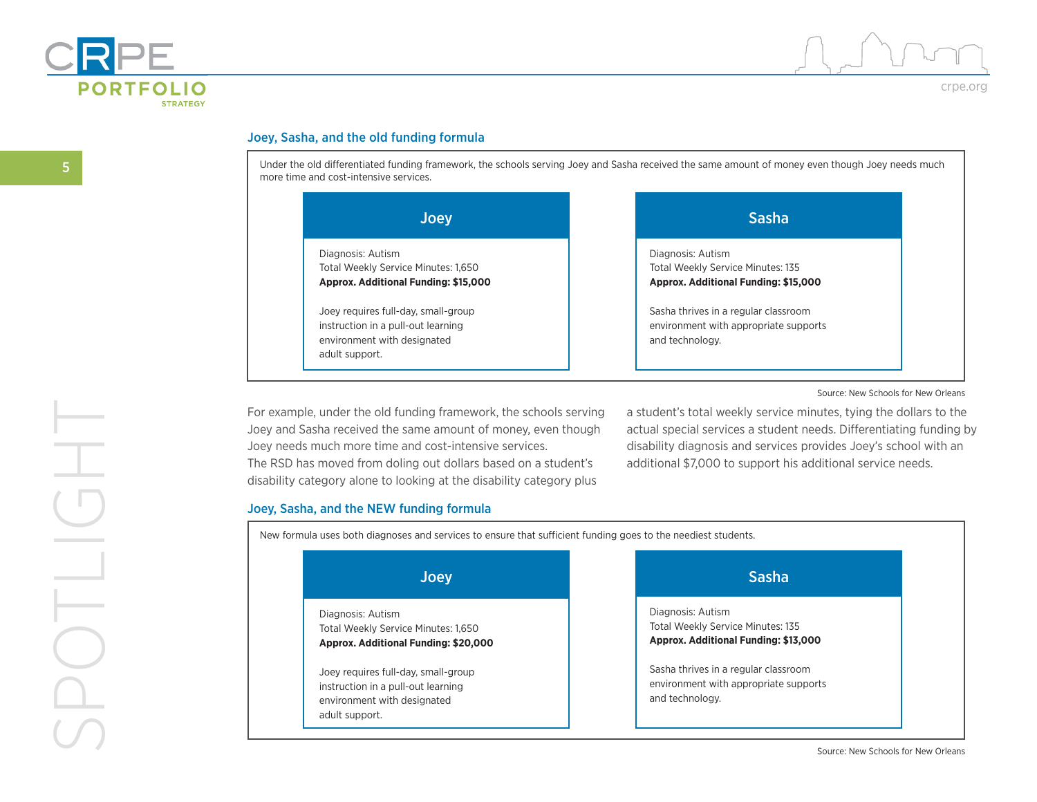### Joey, Sasha, and the old funding formula

Under the old differentiated funding framework, the schools serving Joey and Sasha received the same amount of money even though Joey needs much more time and cost-intensive services.

| Joey | Sasha |
|---|---|
| Diagnosis: Autism<br>Total Weekly Service Minutes: 1,650<br>**Approx. Additional Funding: $15,000**<br><br>Joey requires full-day, small-group instruction in a pull-out learning environment with designated adult support. | Diagnosis: Autism<br>Total Weekly Service Minutes: 135<br>**Approx. Additional Funding: $15,000**<br><br>Sasha thrives in a regular classroom environment with appropriate supports and technology. |

Source: New Schools for New Orleans

For example, under the old funding framework, the schools serving Joey and Sasha received the same amount of money, even though Joey needs much more time and cost-intensive services. The RSD has moved from doling out dollars based on a student's disability category alone to looking at the disability category plus a student's total weekly service minutes, tying the dollars to the actual special services a student needs. Differentiating funding by disability diagnosis and services provides Joey's school with an additional $7,000 to support his additional service needs.

### Joey, Sasha, and the NEW funding formula

New formula uses both diagnoses and services to ensure that sufficient funding goes to the neediest students.

| Joey | Sasha |
|---|---|
| Diagnosis: Autism<br>Total Weekly Service Minutes: 1,650<br>**Approx. Additional Funding: $20,000**<br><br>Joey requires full-day, small-group instruction in a pull-out learning environment with designated adult support. | Diagnosis: Autism<br>Total Weekly Service Minutes: 135<br>**Approx. Additional Funding: $13,000**<br><br>Sasha thrives in a regular classroom environment with appropriate supports and technology. |

Source: New Schools for New Orleans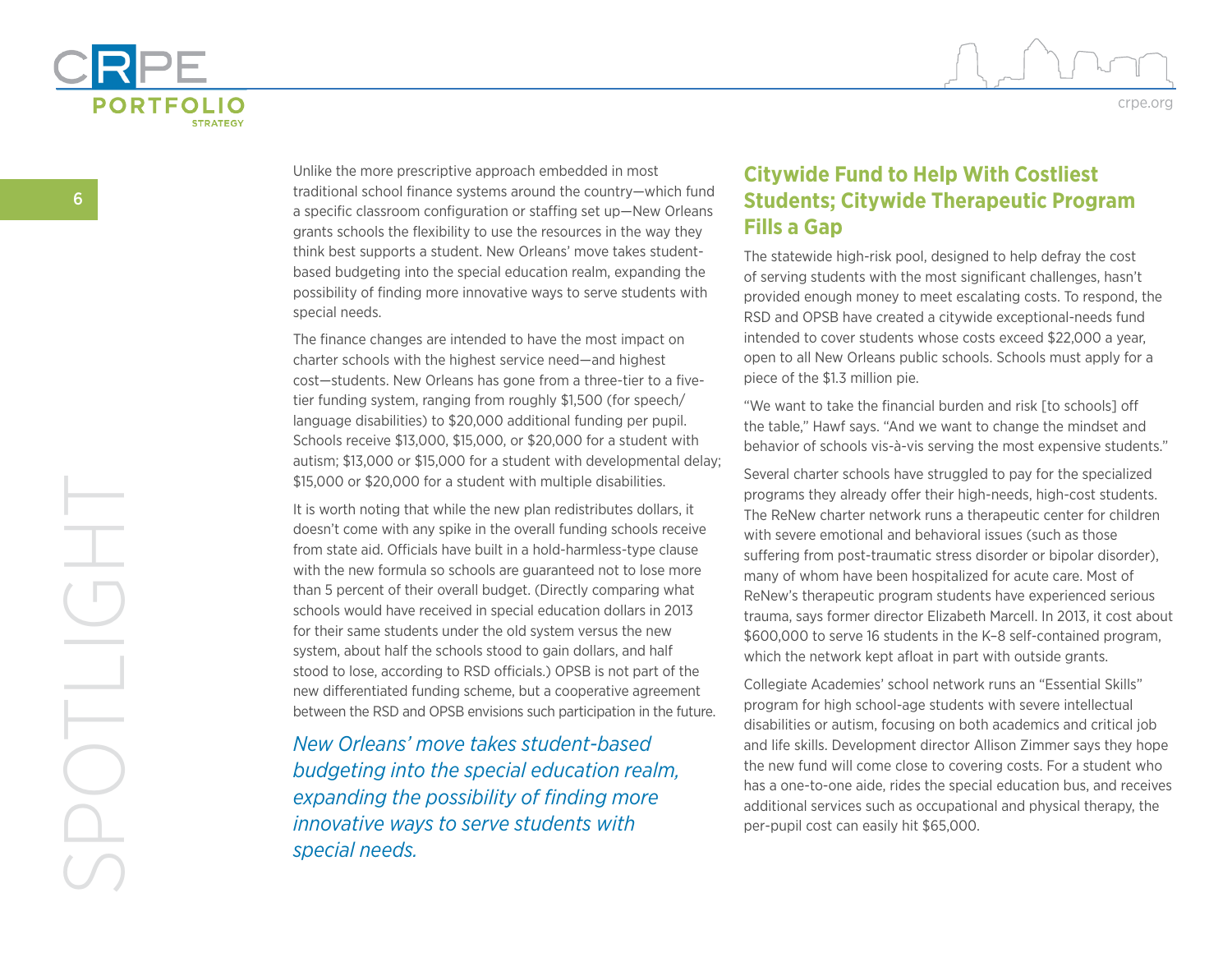Unlike the more prescriptive approach embedded in most traditional school finance systems around the country—which fund a specific classroom configuration or staffing set up—New Orleans grants schools the flexibility to use the resources in the way they think best supports a student. New Orleans' move takes student-based budgeting into the special education realm, expanding the possibility of finding more innovative ways to serve students with special needs.

The finance changes are intended to have the most impact on charter schools with the highest service need—and highest cost—students. New Orleans has gone from a three-tier to a five-tier funding system, ranging from roughly $1,500 (for speech/language disabilities) to $20,000 additional funding per pupil. Schools receive $13,000, $15,000, or $20,000 for a student with autism; $13,000 or $15,000 for a student with developmental delay; $15,000 or $20,000 for a student with multiple disabilities.

It is worth noting that while the new plan redistributes dollars, it doesn't come with any spike in the overall funding schools receive from state aid. Officials have built in a hold-harmless-type clause with the new formula so schools are guaranteed not to lose more than 5 percent of their overall budget. (Directly comparing what schools would have received in special education dollars in 2013 for their same students under the old system versus the new system, about half the schools stood to gain dollars, and half stood to lose, according to RSD officials.) OPSB is not part of the new differentiated funding scheme, but a cooperative agreement between the RSD and OPSB envisions such participation in the future.

*New Orleans' move takes student-based budgeting into the special education realm, expanding the possibility of finding more innovative ways to serve students with special needs.*

## Citywide Fund to Help With Costliest Students; Citywide Therapeutic Program Fills a Gap

The statewide high-risk pool, designed to help defray the cost of serving students with the most significant challenges, hasn't provided enough money to meet escalating costs. To respond, the RSD and OPSB have created a citywide exceptional-needs fund intended to cover students whose costs exceed $22,000 a year, open to all New Orleans public schools. Schools must apply for a piece of the $1.3 million pie.

"We want to take the financial burden and risk [to schools] off the table," Hawf says. "And we want to change the mindset and behavior of schools vis-à-vis serving the most expensive students."

Several charter schools have struggled to pay for the specialized programs they already offer their high-needs, high-cost students. The ReNew charter network runs a therapeutic center for children with severe emotional and behavioral issues (such as those suffering from post-traumatic stress disorder or bipolar disorder), many of whom have been hospitalized for acute care. Most of ReNew's therapeutic program students have experienced serious trauma, says former director Elizabeth Marcell. In 2013, it cost about $600,000 to serve 16 students in the K–8 self-contained program, which the network kept afloat in part with outside grants.

Collegiate Academies' school network runs an "Essential Skills" program for high school-age students with severe intellectual disabilities or autism, focusing on both academics and critical job and life skills. Development director Allison Zimmer says they hope the new fund will come close to covering costs. For a student who has a one-to-one aide, rides the special education bus, and receives additional services such as occupational and physical therapy, the per-pupil cost can easily hit $65,000.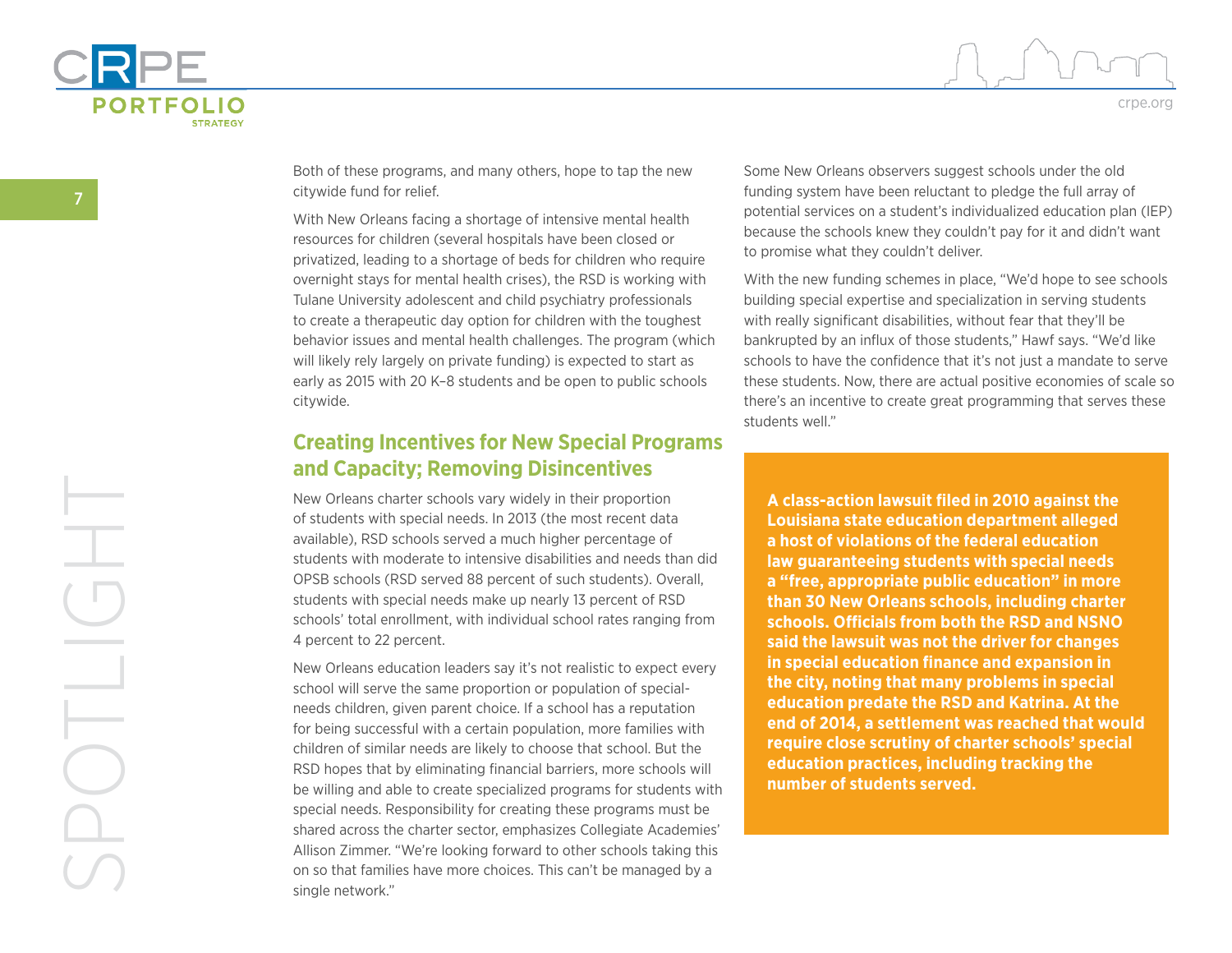Both of these programs, and many others, hope to tap the new citywide fund for relief.

With New Orleans facing a shortage of intensive mental health resources for children (several hospitals have been closed or privatized, leading to a shortage of beds for children who require overnight stays for mental health crises), the RSD is working with Tulane University adolescent and child psychiatry professionals to create a therapeutic day option for children with the toughest behavior issues and mental health challenges. The program (which will likely rely largely on private funding) is expected to start as early as 2015 with 20 K–8 students and be open to public schools citywide.

## Creating Incentives for New Special Programs and Capacity; Removing Disincentives

New Orleans charter schools vary widely in their proportion of students with special needs. In 2013 (the most recent data available), RSD schools served a much higher percentage of students with moderate to intensive disabilities and needs than did OPSB schools (RSD served 88 percent of such students). Overall, students with special needs make up nearly 13 percent of RSD schools' total enrollment, with individual school rates ranging from 4 percent to 22 percent.

New Orleans education leaders say it's not realistic to expect every school will serve the same proportion or population of special-needs children, given parent choice. If a school has a reputation for being successful with a certain population, more families with children of similar needs are likely to choose that school. But the RSD hopes that by eliminating financial barriers, more schools will be willing and able to create specialized programs for students with special needs. Responsibility for creating these programs must be shared across the charter sector, emphasizes Collegiate Academies' Allison Zimmer. "We're looking forward to other schools taking this on so that families have more choices. This can't be managed by a single network."

Some New Orleans observers suggest schools under the old funding system have been reluctant to pledge the full array of potential services on a student's individualized education plan (IEP) because the schools knew they couldn't pay for it and didn't want to promise what they couldn't deliver.

With the new funding schemes in place, "We'd hope to see schools building special expertise and specialization in serving students with really significant disabilities, without fear that they'll be bankrupted by an influx of those students," Hawf says. "We'd like schools to have the confidence that it's not just a mandate to serve these students. Now, there are actual positive economies of scale so there's an incentive to create great programming that serves these students well."

**A class-action lawsuit filed in 2010 against the Louisiana state education department alleged a host of violations of the federal education law guaranteeing students with special needs a "free, appropriate public education" in more than 30 New Orleans schools, including charter schools. Officials from both the RSD and NSNO said the lawsuit was not the driver for changes in special education finance and expansion in the city, noting that many problems in special education predate the RSD and Katrina. At the end of 2014, a settlement was reached that would require close scrutiny of charter schools' special education practices, including tracking the number of students served.**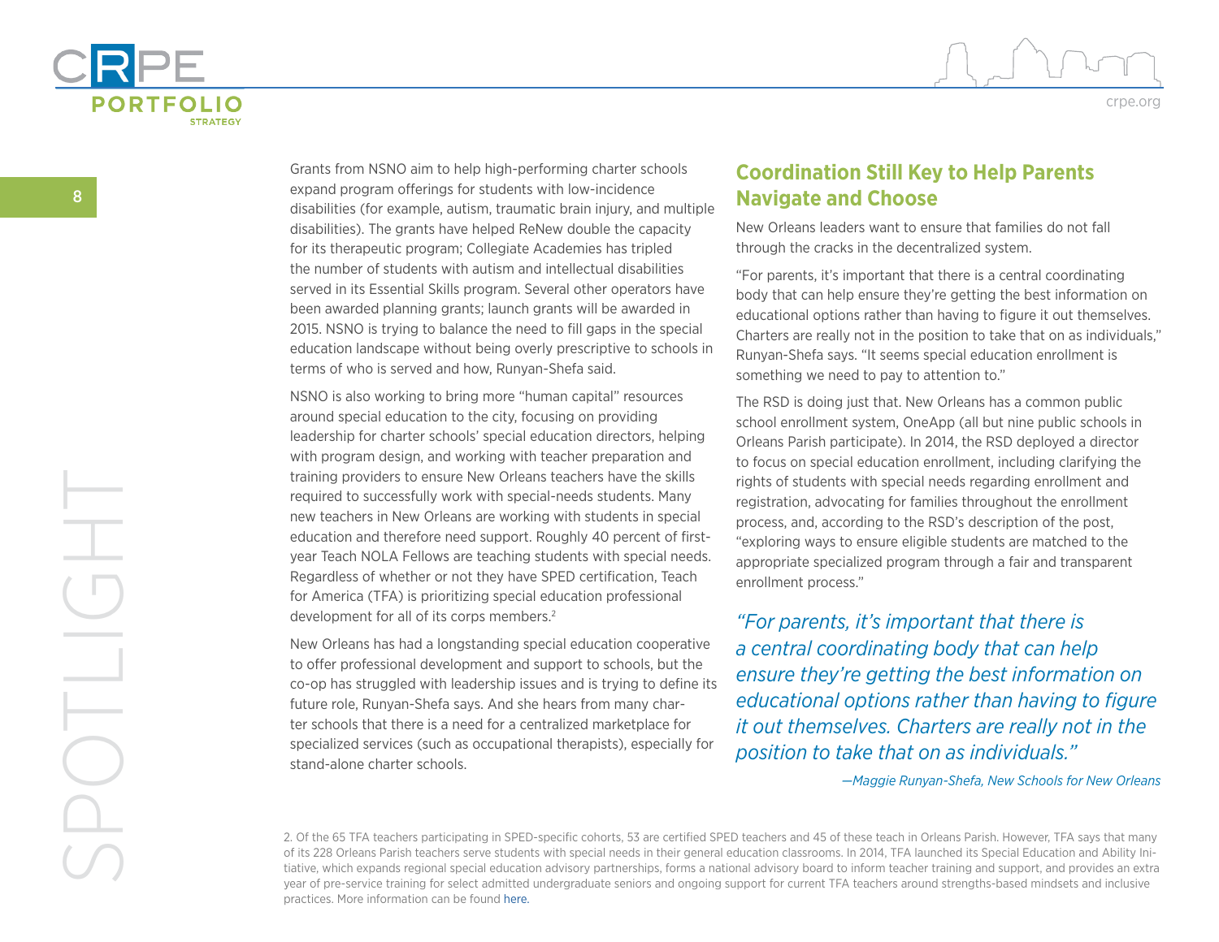Grants from NSNO aim to help high-performing charter schools expand program offerings for students with low-incidence disabilities (for example, autism, traumatic brain injury, and multiple disabilities). The grants have helped ReNew double the capacity for its therapeutic program; Collegiate Academies has tripled the number of students with autism and intellectual disabilities served in its Essential Skills program. Several other operators have been awarded planning grants; launch grants will be awarded in 2015. NSNO is trying to balance the need to fill gaps in the special education landscape without being overly prescriptive to schools in terms of who is served and how, Runyan-Shefa said.

NSNO is also working to bring more "human capital" resources around special education to the city, focusing on providing leadership for charter schools' special education directors, helping with program design, and working with teacher preparation and training providers to ensure New Orleans teachers have the skills required to successfully work with special-needs students. Many new teachers in New Orleans are working with students in special education and therefore need support. Roughly 40 percent of first-year Teach NOLA Fellows are teaching students with special needs. Regardless of whether or not they have SPED certification, Teach for America (TFA) is prioritizing special education professional development for all of its corps members.[2]

New Orleans has had a longstanding special education cooperative to offer professional development and support to schools, but the co-op has struggled with leadership issues and is trying to define its future role, Runyan-Shefa says. And she hears from many charter schools that there is a need for a centralized marketplace for specialized services (such as occupational therapists), especially for stand-alone charter schools.

## Coordination Still Key to Help Parents Navigate and Choose

New Orleans leaders want to ensure that families do not fall through the cracks in the decentralized system.

"For parents, it's important that there is a central coordinating body that can help ensure they're getting the best information on educational options rather than having to figure it out themselves. Charters are really not in the position to take that on as individuals," Runyan-Shefa says. "It seems special education enrollment is something we need to pay to attention to."

The RSD is doing just that. New Orleans has a common public school enrollment system, OneApp (all but nine public schools in Orleans Parish participate). In 2014, the RSD deployed a director to focus on special education enrollment, including clarifying the rights of students with special needs regarding enrollment and registration, advocating for families throughout the enrollment process, and, according to the RSD's description of the post, "exploring ways to ensure eligible students are matched to the appropriate specialized program through a fair and transparent enrollment process."

> *"For parents, it's important that there is a central coordinating body that can help ensure they're getting the best information on educational options rather than having to figure it out themselves. Charters are really not in the position to take that on as individuals."*
>
> *—Maggie Runyan-Shefa, New Schools for New Orleans*

2. Of the 65 TFA teachers participating in SPED-specific cohorts, 53 are certified SPED teachers and 45 of these teach in Orleans Parish. However, TFA says that many of its 228 Orleans Parish teachers serve students with special needs in their general education classrooms. In 2014, TFA launched its Special Education and Ability Initiative, which expands regional special education advisory partnerships, forms a national advisory board to inform teacher training and support, and provides an extra year of pre-service training for select admitted undergraduate seniors and ongoing support for current TFA teachers around strengths-based mindsets and inclusive practices. More information can be found here.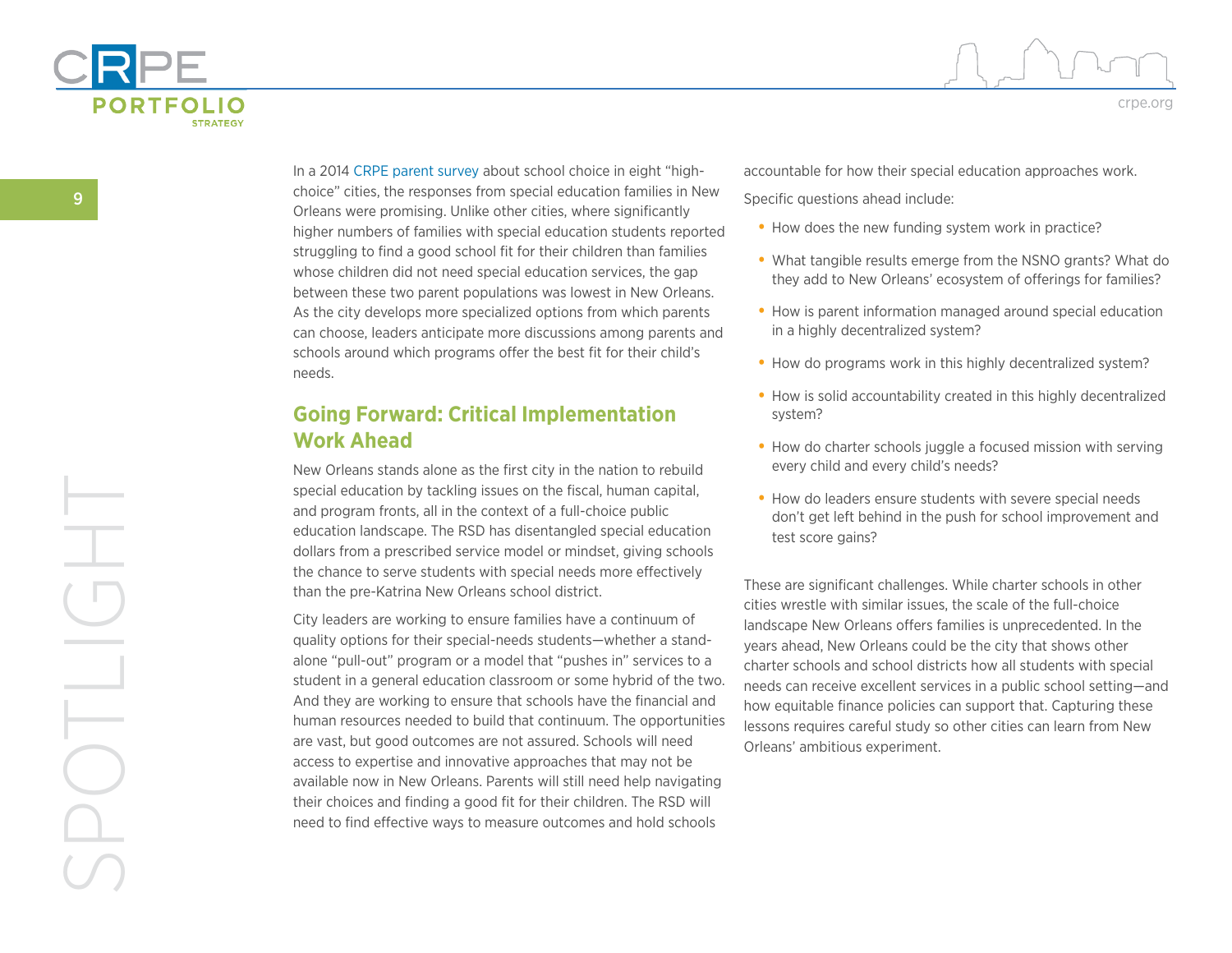In a 2014 CRPE parent survey about school choice in eight "high-choice" cities, the responses from special education families in New Orleans were promising. Unlike other cities, where significantly higher numbers of families with special education students reported struggling to find a good school fit for their children than families whose children did not need special education services, the gap between these two parent populations was lowest in New Orleans. As the city develops more specialized options from which parents can choose, leaders anticipate more discussions among parents and schools around which programs offer the best fit for their child's needs.

## Going Forward: Critical Implementation Work Ahead

New Orleans stands alone as the first city in the nation to rebuild special education by tackling issues on the fiscal, human capital, and program fronts, all in the context of a full-choice public education landscape. The RSD has disentangled special education dollars from a prescribed service model or mindset, giving schools the chance to serve students with special needs more effectively than the pre-Katrina New Orleans school district.

City leaders are working to ensure families have a continuum of quality options for their special-needs students—whether a stand-alone "pull-out" program or a model that "pushes in" services to a student in a general education classroom or some hybrid of the two. And they are working to ensure that schools have the financial and human resources needed to build that continuum. The opportunities are vast, but good outcomes are not assured. Schools will need access to expertise and innovative approaches that may not be available now in New Orleans. Parents will still need help navigating their choices and finding a good fit for their children. The RSD will need to find effective ways to measure outcomes and hold schools accountable for how their special education approaches work.

Specific questions ahead include:

- How does the new funding system work in practice?
- What tangible results emerge from the NSNO grants? What do they add to New Orleans' ecosystem of offerings for families?
- How is parent information managed around special education in a highly decentralized system?
- How do programs work in this highly decentralized system?
- How is solid accountability created in this highly decentralized system?
- How do charter schools juggle a focused mission with serving every child and every child's needs?
- How do leaders ensure students with severe special needs don't get left behind in the push for school improvement and test score gains?

These are significant challenges. While charter schools in other cities wrestle with similar issues, the scale of the full-choice landscape New Orleans offers families is unprecedented. In the years ahead, New Orleans could be the city that shows other charter schools and school districts how all students with special needs can receive excellent services in a public school setting—and how equitable finance policies can support that. Capturing these lessons requires careful study so other cities can learn from New Orleans' ambitious experiment.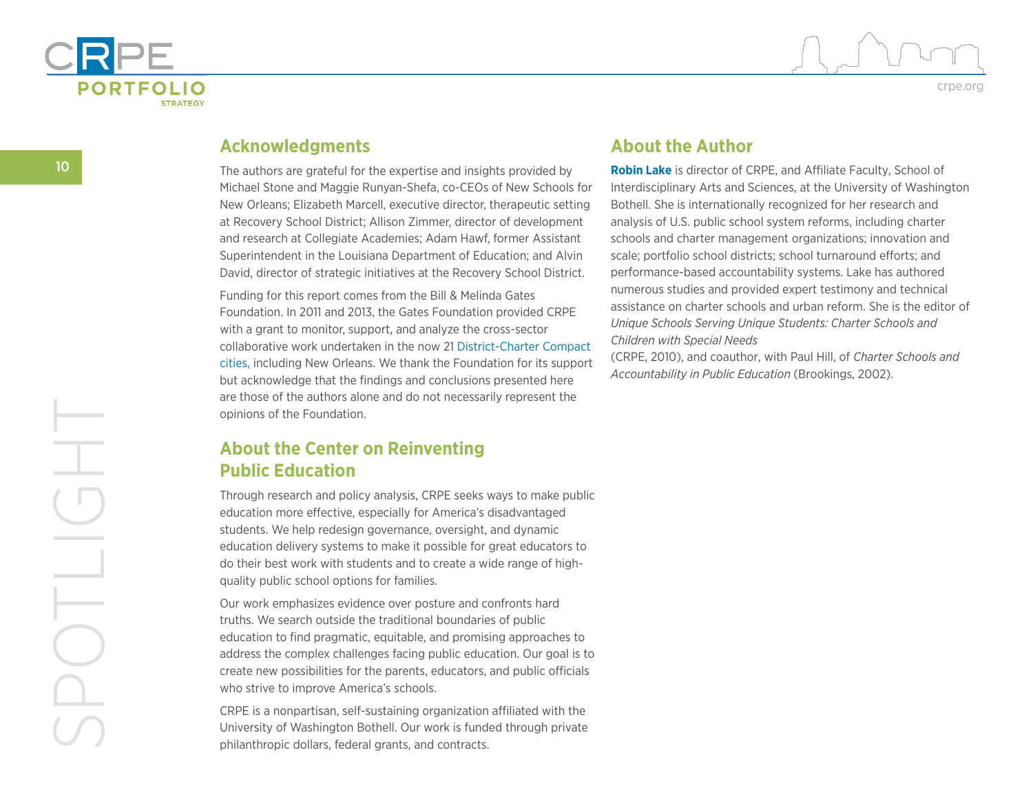## Acknowledgments

The authors are grateful for the expertise and insights provided by Michael Stone and Maggie Runyan-Shefa, co-CEOs of New Schools for New Orleans; Elizabeth Marcell, executive director, therapeutic setting at Recovery School District; Allison Zimmer, director of development and research at Collegiate Academies; Adam Hawf, former Assistant Superintendent in the Louisiana Department of Education; and Alvin David, director of strategic initiatives at the Recovery School District.

Funding for this report comes from the Bill & Melinda Gates Foundation. In 2011 and 2013, the Gates Foundation provided CRPE with a grant to monitor, support, and analyze the cross-sector collaborative work undertaken in the now 21 District-Charter Compact cities, including New Orleans. We thank the Foundation for its support but acknowledge that the findings and conclusions presented here are those of the authors alone and do not necessarily represent the opinions of the Foundation.

## About the Center on Reinventing Public Education

Through research and policy analysis, CRPE seeks ways to make public education more effective, especially for America's disadvantaged students. We help redesign governance, oversight, and dynamic education delivery systems to make it possible for great educators to do their best work with students and to create a wide range of high-quality public school options for families.

Our work emphasizes evidence over posture and confronts hard truths. We search outside the traditional boundaries of public education to find pragmatic, equitable, and promising approaches to address the complex challenges facing public education. Our goal is to create new possibilities for the parents, educators, and public officials who strive to improve America's schools.

CRPE is a nonpartisan, self-sustaining organization affiliated with the University of Washington Bothell. Our work is funded through private philanthropic dollars, federal grants, and contracts.

## About the Author

**Robin Lake** is director of CRPE, and Affiliate Faculty, School of Interdisciplinary Arts and Sciences, at the University of Washington Bothell. She is internationally recognized for her research and analysis of U.S. public school system reforms, including charter schools and charter management organizations; innovation and scale; portfolio school districts; school turnaround efforts; and performance-based accountability systems. Lake has authored numerous studies and provided expert testimony and technical assistance on charter schools and urban reform. She is the editor of *Unique Schools Serving Unique Students: Charter Schools and Children with Special Needs* (CRPE, 2010), and coauthor, with Paul Hill, of *Charter Schools and Accountability in Public Education* (Brookings, 2002).